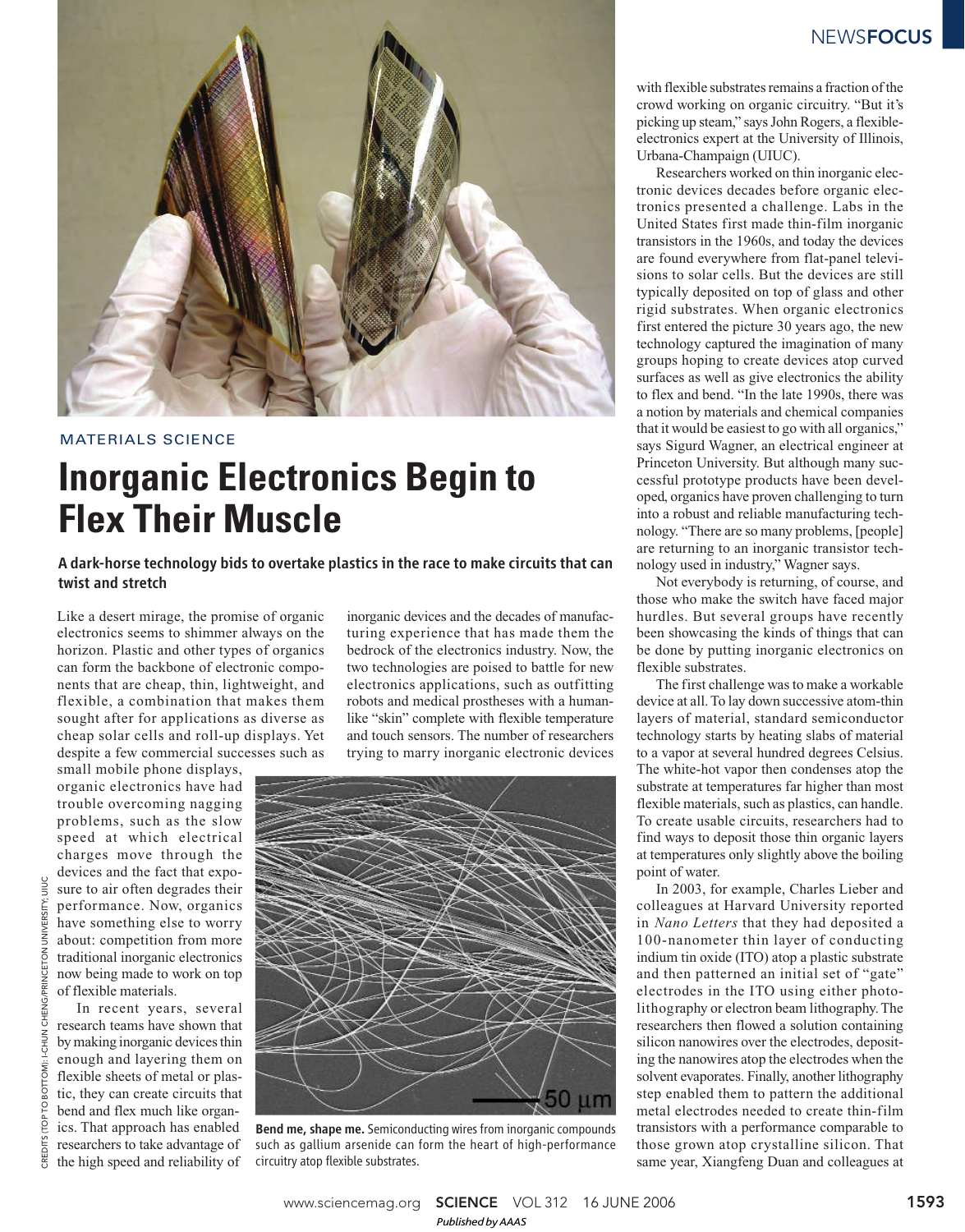MATERIALS SCIENCE

# Inorganic Electronics Begin to Flex Their Muscle

**A dark-horse technology bids to overtake plastics in the race to make circuits that can twist and stretch**

Like a desert mirage, the promise of organic electronics seems to shimmer always on the horizon. Plastic and other types of organics can form the backbone of electronic components that are cheap, thin, lightweight, and flexible, a combination that makes them sought after for applications as diverse as cheap solar cells and roll-up displays. Yet despite a few commercial successes such as small mobile phone displays, organic electronics have had trouble overcoming nagging problems, such as the slow speed at which electrical charges move through the devices and the fact that exposure to air often degrades their performance. Now, organics have something else to worry about: competition from more traditional inorganic electronics now being made to work on top of flexible materials.

In recent years, several research teams have shown that by making inorganic devices thin enough and layering them on flexible sheets of metal or plastic, they can create circuits that bend and flex much like organics. That approach has enabled researchers to take advantage of the high speed and reliability of inorganic devices and the decades of manufacturing experience that has made them the bedrock of the electronics industry. Now, the two technologies are poised to battle for new electronics applications, such as outfitting robots and medical prostheses with a human-like "skin" complete with flexible temperature and touch sensors. The number of researchers trying to marry inorganic electronic devices with flexible substrates remains a fraction of the crowd working on organic circuitry. "But it's picking up steam," says John Rogers, a flexible-electronics expert at the University of Illinois, Urbana-Champaign (UIUC).

50 µm

**Bend me, shape me.** Semiconducting wires from inorganic compounds such as gallium arsenide can form the heart of high-performance circuitry atop flexible substrates.

CREDITS (TOP TO BOTTOM): I-CHUN CHENG/PRINCETON UNIVERSITY; UIUC

Researchers worked on thin inorganic electronic devices decades before organic electronics presented a challenge. Labs in the United States first made thin-film inorganic transistors in the 1960s, and today the devices are found everywhere from flat-panel televisions to solar cells. But the devices are still typically deposited on top of glass and other rigid substrates. When organic electronics first entered the picture 30 years ago, the new technology captured the imagination of many groups hoping to create devices atop curved surfaces as well as give electronics the ability to flex and bend. "In the late 1990s, there was a notion by materials and chemical companies that it would be easiest to go with all organics," says Sigurd Wagner, an electrical engineer at Princeton University. But although many successful prototype products have been developed, organics have proven challenging to turn into a robust and reliable manufacturing technology. "There are so many problems, [people] are returning to an inorganic transistor technology used in industry," Wagner says.

Not everybody is returning, of course, and those who make the switch have faced major hurdles. But several groups have recently been showcasing the kinds of things that can be done by putting inorganic electronics on flexible substrates.

The first challenge was to make a workable device at all. To lay down successive atom-thin layers of material, standard semiconductor technology starts by heating slabs of material to a vapor at several hundred degrees Celsius. The white-hot vapor then condenses atop the substrate at temperatures far higher than most flexible materials, such as plastics, can handle. To create usable circuits, researchers had to find ways to deposit those thin organic layers at temperatures only slightly above the boiling point of water.

In 2003, for example, Charles Lieber and colleagues at Harvard University reported in *Nano Letters* that they had deposited a 100-nanometer thin layer of conducting indium tin oxide (ITO) atop a plastic substrate and then patterned an initial set of "gate" electrodes in the ITO using either photolithography or electron beam lithography. The researchers then flowed a solution containing silicon nanowires over the electrodes, depositing the nanowires atop the electrodes when the solvent evaporates. Finally, another lithography step enabled them to pattern the additional metal electrodes needed to create thin-film transistors with a performance comparable to those grown atop crystalline silicon. That same year, Xiangfeng Duan and colleagues at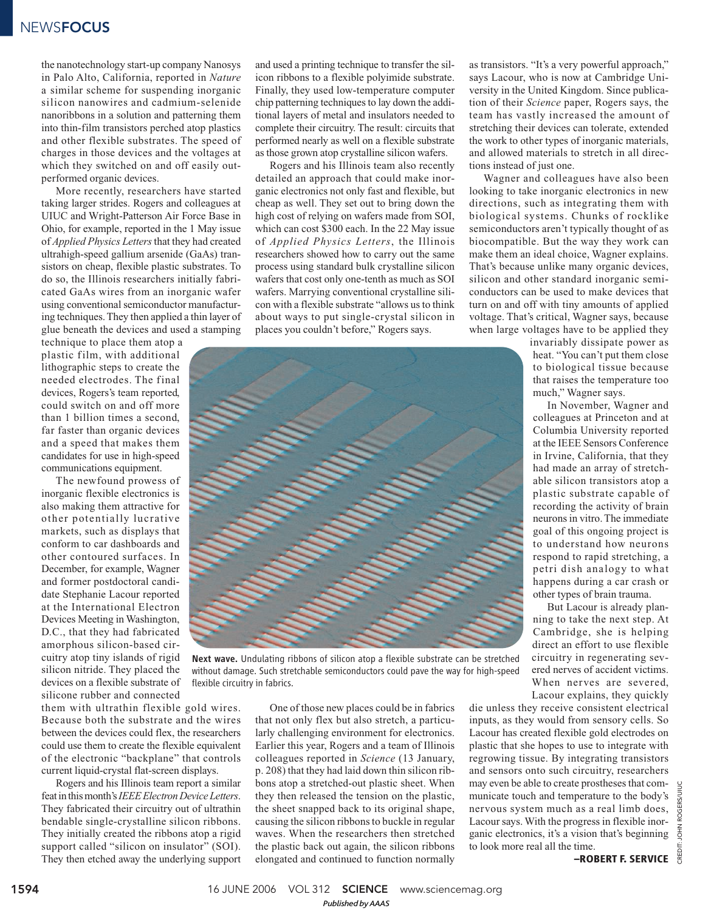the nanotechnology start-up company Nanosys in Palo Alto, California, reported in *Nature* a similar scheme for suspending inorganic silicon nanowires and cadmium-selenide nanoribbons in a solution and patterning them into thin-film transistors perched atop plastics and other flexible substrates. The speed of charges in those devices and the voltages at which they switched on and off easily outperformed organic devices.

More recently, researchers have started taking larger strides. Rogers and colleagues at UIUC and Wright-Patterson Air Force Base in Ohio, for example, reported in the 1 May issue of *Applied Physics Letters* that they had created ultrahigh-speed gallium arsenide (GaAs) transistors on cheap, flexible plastic substrates. To do so, the Illinois researchers initially fabricated GaAs wires from an inorganic wafer using conventional semiconductor manufacturing techniques. They then applied a thin layer of glue beneath the devices and used a stamping technique to place them atop a plastic film, with additional lithographic steps to create the needed electrodes. The final devices, Rogers's team reported, could switch on and off more than 1 billion times a second, far faster than organic devices and a speed that makes them candidates for use in high-speed communications equipment.

The newfound prowess of inorganic flexible electronics is also making them attractive for other potentially lucrative markets, such as displays that conform to car dashboards and other contoured surfaces. In December, for example, Wagner and former postdoctoral candidate Stephanie Lacour reported at the International Electron Devices Meeting in Washington, D.C., that they had fabricated amorphous silicon-based circuitry atop tiny islands of rigid silicon nitride. They placed the devices on a flexible substrate of silicone rubber and connected them with ultrathin flexible gold wires. Because both the substrate and the wires between the devices could flex, the researchers could use them to create the flexible equivalent of the electronic "backplane" that controls current liquid-crystal flat-screen displays.

Rogers and his Illinois team report a similar feat in this month's *IEEE Electron Device Letters*. They fabricated their circuitry out of ultrathin bendable single-crystalline silicon ribbons. They initially created the ribbons atop a rigid support called "silicon on insulator" (SOI). They then etched away the underlying support and used a printing technique to transfer the silicon ribbons to a flexible polyimide substrate. Finally, they used low-temperature computer chip patterning techniques to lay down the additional layers of metal and insulators needed to complete their circuitry. The result: circuits that performed nearly as well on a flexible substrate as those grown atop crystalline silicon wafers.

Rogers and his Illinois team also recently detailed an approach that could make inorganic electronics not only fast and flexible, but cheap as well. They set out to bring down the high cost of relying on wafers made from SOI, which can cost $300 each. In the 22 May issue of *Applied Physics Letters*, the Illinois researchers showed how to carry out the same process using standard bulk crystalline silicon wafers that cost only one-tenth as much as SOI wafers. Marrying conventional crystalline silicon with a flexible substrate "allows us to think about ways to put single-crystal silicon in places you couldn't before," Rogers says.

**Next wave.** Undulating ribbons of silicon atop a flexible substrate can be stretched without damage. Such stretchable semiconductors could pave the way for high-speed flexible circuitry in fabrics.

One of those new places could be in fabrics that not only flex but also stretch, a particularly challenging environment for electronics. Earlier this year, Rogers and a team of Illinois colleagues reported in *Science* (13 January, p. 208) that they had laid down thin silicon ribbons atop a stretched-out plastic sheet. When they then released the tension on the plastic, the sheet snapped back to its original shape, causing the silicon ribbons to buckle in regular waves. When the researchers then stretched the plastic back out again, the silicon ribbons elongated and continued to function normally as transistors. "It's a very powerful approach," says Lacour, who is now at Cambridge University in the United Kingdom. Since publication of their *Science* paper, Rogers says, the team has vastly increased the amount of stretching their devices can tolerate, extended the work to other types of inorganic materials, and allowed materials to stretch in all directions instead of just one.

Wagner and colleagues have also been looking to take inorganic electronics in new directions, such as integrating them with biological systems. Chunks of rocklike semiconductors aren't typically thought of as biocompatible. But the way they work can make them an ideal choice, Wagner explains. That's because unlike many organic devices, silicon and other standard inorganic semiconductors can be used to make devices that turn on and off with tiny amounts of applied voltage. That's critical, Wagner says, because when large voltages have to be applied they invariably dissipate power as heat. "You can't put them close to biological tissue because that raises the temperature too much," Wagner says.

In November, Wagner and colleagues at Princeton and at Columbia University reported at the IEEE Sensors Conference in Irvine, California, that they had made an array of stretchable silicon transistors atop a plastic substrate capable of recording the activity of brain neurons in vitro. The immediate goal of this ongoing project is to understand how neurons respond to rapid stretching, a petri dish analogy to what happens during a car crash or other types of brain trauma.

But Lacour is already planning to take the next step. At Cambridge, she is helping direct an effort to use flexible circuitry in regenerating severed nerves of accident victims. When nerves are severed, Lacour explains, they quickly die unless they receive consistent electrical inputs, as they would from sensory cells. So Lacour has created flexible gold electrodes on plastic that she hopes to use to integrate with regrowing tissue. By integrating transistors and sensors onto such circuitry, researchers may even be able to create prostheses that communicate touch and temperature to the body's nervous system much as a real limb does, Lacour says. With the progress in flexible inorganic electronics, it's a vision that's beginning to look more real all the time.

**–ROBERT F. SERVICE**

CREDIT: JOHN ROGERS/UIUC